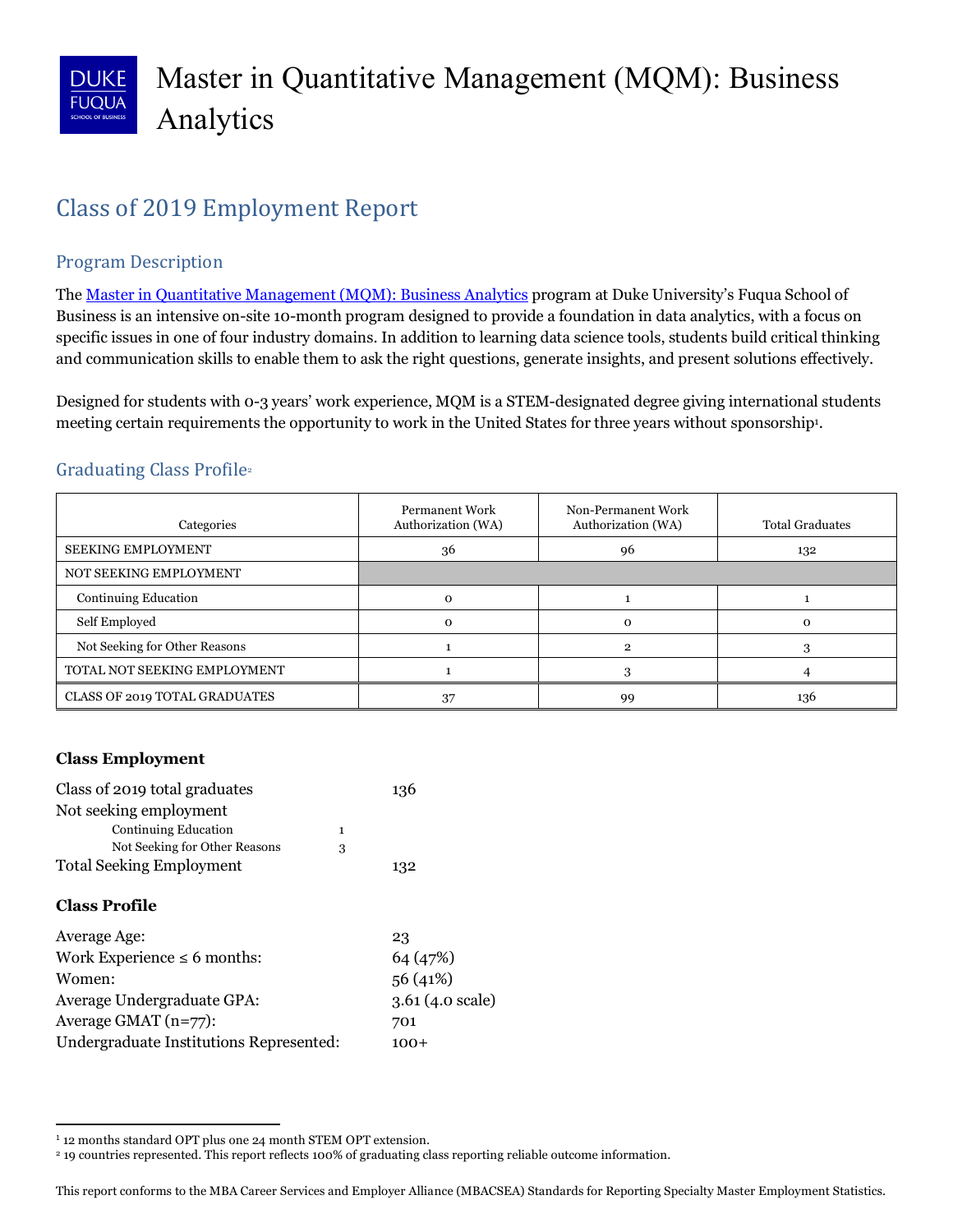# Master in Quantitative Management (MQM): Business Analytics

## Class of 2019 Employment Report

### Program Description

The Master in Quantitative Management (MQM): Business Analytics program at Duke University's Fuqua School of Business is an intensive on-site 10-month program designed to provide a foundation in data analytics, with a focus on specific issues in one of four industry domains. In addition to learning data science tools, students build critical thinking and communication skills to enable them to ask the right questions, generate insights, and present solutions effectively.

Designed for students with 0-3 years' work experience, MQM is a STEM-designated degree giving international students meeting certain requirements the opportunity to work in the United States for three years without sponsorship[1].

### Graduating Class Profile[2]

| Categories | Permanent Work Authorization (WA) | Non-Permanent Work Authorization (WA) | Total Graduates |
|---|---|---|---|
| SEEKING EMPLOYMENT | 36 | 96 | 132 |
| NOT SEEKING EMPLOYMENT | | | |
| Continuing Education | 0 | 1 | 1 |
| Self Employed | 0 | 0 | 0 |
| Not Seeking for Other Reasons | 1 | 2 | 3 |
| TOTAL NOT SEEKING EMPLOYMENT | 1 | 3 | 4 |
| CLASS OF 2019 TOTAL GRADUATES | 37 | 99 | 136 |

**Class Employment**

| | | |
|---|---|---|
| Class of 2019 total graduates | | 136 |
| Not seeking employment | | |
| Continuing Education | 1 | |
| Not Seeking for Other Reasons | 3 | |
| Total Seeking Employment | | 132 |

**Class Profile**

| | |
|---|---|
| Average Age: | 23 |
| Work Experience ≤ 6 months: | 64 (47%) |
| Women: | 56 (41%) |
| Average Undergraduate GPA: | 3.61 (4.0 scale) |
| Average GMAT (n=77): | 701 |
| Undergraduate Institutions Represented: | 100+ |

[1] 12 months standard OPT plus one 24 month STEM OPT extension.

[2] 19 countries represented. This report reflects 100% of graduating class reporting reliable outcome information.

This report conforms to the MBA Career Services and Employer Alliance (MBACSEA) Standards for Reporting Specialty Master Employment Statistics.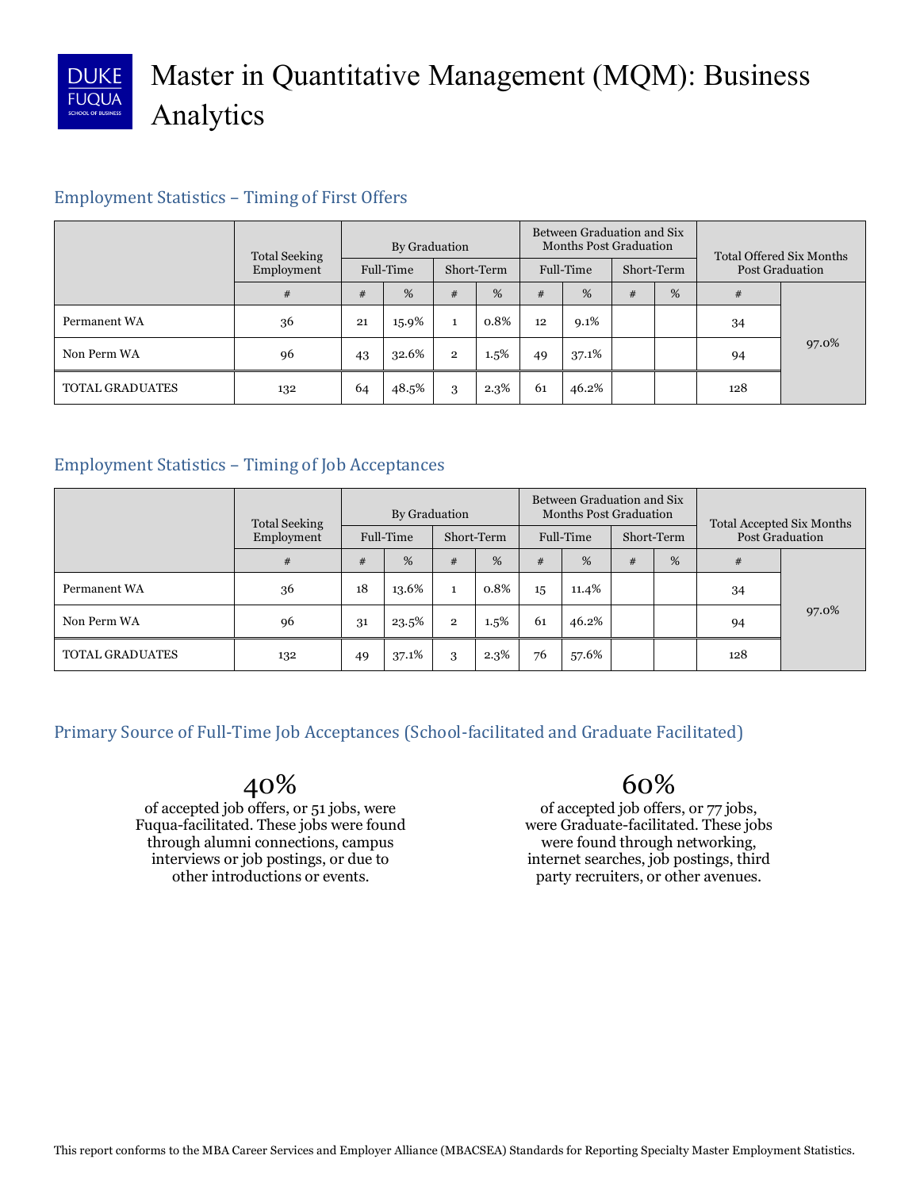# Master in Quantitative Management (MQM): Business Analytics

## Employment Statistics – Timing of First Offers

| | Total Seeking Employment | By Graduation | | | | Between Graduation and Six Months Post Graduation | | | | Total Offered Six Months Post Graduation | |
|---|---|---|---|---|---|---|---|---|---|---|---|
| | | Full-Time | | Short-Term | | Full-Time | | Short-Term | | | |
| | # | # | % | # | % | # | % | # | % | # | |
| Permanent WA | 36 | 21 | 15.9% | 1 | 0.8% | 12 | 9.1% | | | 34 | 97.0% |
| Non Perm WA | 96 | 43 | 32.6% | 2 | 1.5% | 49 | 37.1% | | | 94 | |
| TOTAL GRADUATES | 132 | 64 | 48.5% | 3 | 2.3% | 61 | 46.2% | | | 128 | |

## Employment Statistics – Timing of Job Acceptances

| | Total Seeking Employment | By Graduation | | | | Between Graduation and Six Months Post Graduation | | | | Total Accepted Six Months Post Graduation | |
|---|---|---|---|---|---|---|---|---|---|---|---|
| | | Full-Time | | Short-Term | | Full-Time | | Short-Term | | | |
| | # | # | % | # | % | # | % | # | % | # | |
| Permanent WA | 36 | 18 | 13.6% | 1 | 0.8% | 15 | 11.4% | | | 34 | 97.0% |
| Non Perm WA | 96 | 31 | 23.5% | 2 | 1.5% | 61 | 46.2% | | | 94 | |
| TOTAL GRADUATES | 132 | 49 | 37.1% | 3 | 2.3% | 76 | 57.6% | | | 128 | |

## Primary Source of Full-Time Job Acceptances (School-facilitated and Graduate Facilitated)

**40%**
of accepted job offers, or 51 jobs, were Fuqua-facilitated. These jobs were found through alumni connections, campus interviews or job postings, or due to other introductions or events.

**60%**
of accepted job offers, or 77 jobs, were Graduate-facilitated. These jobs were found through networking, internet searches, job postings, third party recruiters, or other avenues.

This report conforms to the MBA Career Services and Employer Alliance (MBACSEA) Standards for Reporting Specialty Master Employment Statistics.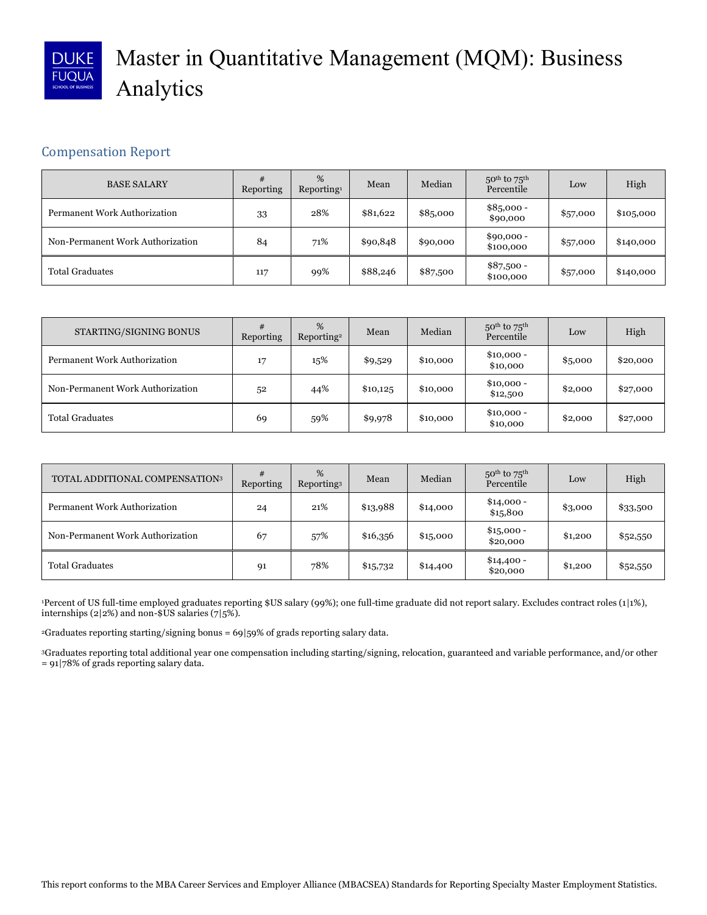# Master in Quantitative Management (MQM): Business Analytics

## Compensation Report

| BASE SALARY | # Reporting | % Reporting[1] | Mean | Median | 50th to 75th Percentile | Low | High |
|---|---|---|---|---|---|---|---|
| Permanent Work Authorization | 33 | 28% | $81,622 | $85,000 | $85,000 - $90,000 | $57,000 | $105,000 |
| Non-Permanent Work Authorization | 84 | 71% | $90,848 | $90,000 | $90,000 - $100,000 | $57,000 | $140,000 |
| Total Graduates | 117 | 99% | $88,246 | $87,500 | $87,500 - $100,000 | $57,000 | $140,000 |

| STARTING/SIGNING BONUS | # Reporting | % Reporting[2] | Mean | Median | 50th to 75th Percentile | Low | High |
|---|---|---|---|---|---|---|---|
| Permanent Work Authorization | 17 | 15% | $9,529 | $10,000 | $10,000 - $10,000 | $5,000 | $20,000 |
| Non-Permanent Work Authorization | 52 | 44% | $10,125 | $10,000 | $10,000 - $12,500 | $2,000 | $27,000 |
| Total Graduates | 69 | 59% | $9,978 | $10,000 | $10,000 - $10,000 | $2,000 | $27,000 |

| TOTAL ADDITIONAL COMPENSATION[3] | # Reporting | % Reporting[3] | Mean | Median | 50th to 75th Percentile | Low | High |
|---|---|---|---|---|---|---|---|
| Permanent Work Authorization | 24 | 21% | $13,988 | $14,000 | $14,000 - $15,800 | $3,000 | $33,500 |
| Non-Permanent Work Authorization | 67 | 57% | $16,356 | $15,000 | $15,000 - $20,000 | $1,200 | $52,550 |
| Total Graduates | 91 | 78% | $15,732 | $14,400 | $14,400 - $20,000 | $1,200 | $52,550 |

[1]Percent of US full-time employed graduates reporting $US salary (99%); one full-time graduate did not report salary. Excludes contract roles (1|1%), internships (2|2%) and non-$US salaries (7|5%).

[2]Graduates reporting starting/signing bonus = 69|59% of grads reporting salary data.

[3]Graduates reporting total additional year one compensation including starting/signing, relocation, guaranteed and variable performance, and/or other = 91|78% of grads reporting salary data.

This report conforms to the MBA Career Services and Employer Alliance (MBACSEA) Standards for Reporting Specialty Master Employment Statistics.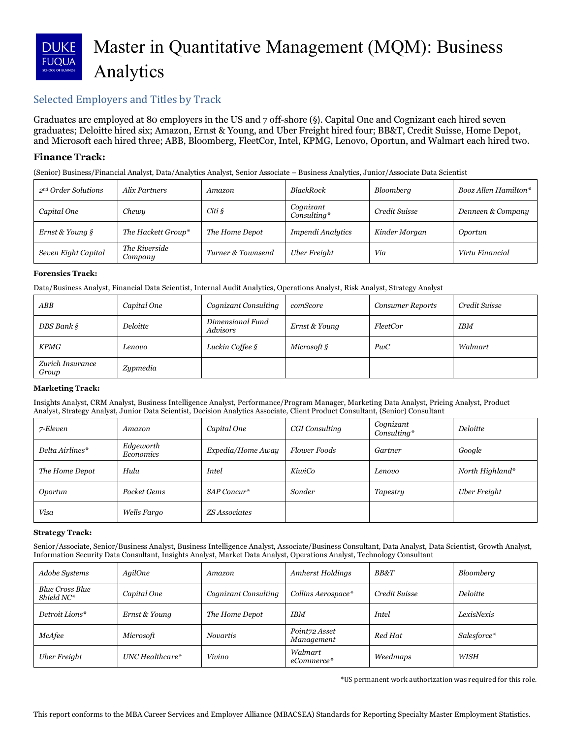# Master in Quantitative Management (MQM): Business Analytics

## Selected Employers and Titles by Track

Graduates are employed at 80 employers in the US and 7 off-shore (§). Capital One and Cognizant each hired seven graduates; Deloitte hired six; Amazon, Ernst & Young, and Uber Freight hired four; BB&T, Credit Suisse, Home Depot, and Microsoft each hired three; ABB, Bloomberg, FleetCor, Intel, KPMG, Lenovo, Oportun, and Walmart each hired two.

### Finance Track:

(Senior) Business/Financial Analyst, Data/Analytics Analyst, Senior Associate – Business Analytics, Junior/Associate Data Scientist

| | | | | | |
|---|---|---|---|---|---|
| *2nd Order Solutions* | *Alix Partners* | *Amazon* | *BlackRock* | *Bloomberg* | *Booz Allen Hamilton** |
| *Capital One* | *Chewy* | *Citi §* | *Cognizant Consulting** | *Credit Suisse* | *Denneen & Company* |
| *Ernst & Young §* | *The Hackett Group** | *The Home Depot* | *Impendi Analytics* | *Kinder Morgan* | *Oportun* |
| *Seven Eight Capital* | *The Riverside Company* | *Turner & Townsend* | *Uber Freight* | *Via* | *Virtu Financial* |

**Forensics Track:**

Data/Business Analyst, Financial Data Scientist, Internal Audit Analytics, Operations Analyst, Risk Analyst, Strategy Analyst

| | | | | | |
|---|---|---|---|---|---|
| *ABB* | *Capital One* | *Cognizant Consulting* | *comScore* | *Consumer Reports* | *Credit Suisse* |
| *DBS Bank §* | *Deloitte* | *Dimensional Fund Advisors* | *Ernst & Young* | *FleetCor* | *IBM* |
| *KPMG* | *Lenovo* | *Luckin Coffee §* | *Microsoft §* | *PwC* | *Walmart* |
| *Zurich Insurance Group* | *Zypmedia* | | | | |

**Marketing Track:**

Insights Analyst, CRM Analyst, Business Intelligence Analyst, Performance/Program Manager, Marketing Data Analyst, Pricing Analyst, Product Analyst, Strategy Analyst, Junior Data Scientist, Decision Analytics Associate, Client Product Consultant, (Senior) Consultant

| | | | | | |
|---|---|---|---|---|---|
| *7-Eleven* | *Amazon* | *Capital One* | *CGI Consulting* | *Cognizant Consulting** | *Deloitte* |
| *Delta Airlines** | *Edgeworth Economics* | *Expedia/Home Away* | *Flower Foods* | *Gartner* | *Google* |
| *The Home Depot* | *Hulu* | *Intel* | *KiwiCo* | *Lenovo* | *North Highland** |
| *Oportun* | *Pocket Gems* | *SAP Concur** | *Sonder* | *Tapestry* | *Uber Freight* |
| *Visa* | *Wells Fargo* | *ZS Associates* | | | |

**Strategy Track:**

Senior/Associate, Senior/Business Analyst, Business Intelligence Analyst, Associate/Business Consultant, Data Analyst, Data Scientist, Growth Analyst, Information Security Data Consultant, Insights Analyst, Market Data Analyst, Operations Analyst, Technology Consultant

| | | | | | |
|---|---|---|---|---|---|
| *Adobe Systems* | *AgilOne* | *Amazon* | *Amherst Holdings* | *BB&T* | *Bloomberg* |
| *Blue Cross Blue Shield NC** | *Capital One* | *Cognizant Consulting* | *Collins Aerospace** | *Credit Suisse* | *Deloitte* |
| *Detroit Lions** | *Ernst & Young* | *The Home Depot* | *IBM* | *Intel* | *LexisNexis* |
| *McAfee* | *Microsoft* | *Novartis* | *Point72 Asset Management* | *Red Hat* | *Salesforce** |
| *Uber Freight* | *UNC Healthcare** | *Vivino* | *Walmart eCommerce** | *Weedmaps* | *WISH* |

*US permanent work authorization was required for this role.

This report conforms to the MBA Career Services and Employer Alliance (MBACSEA) Standards for Reporting Specialty Master Employment Statistics.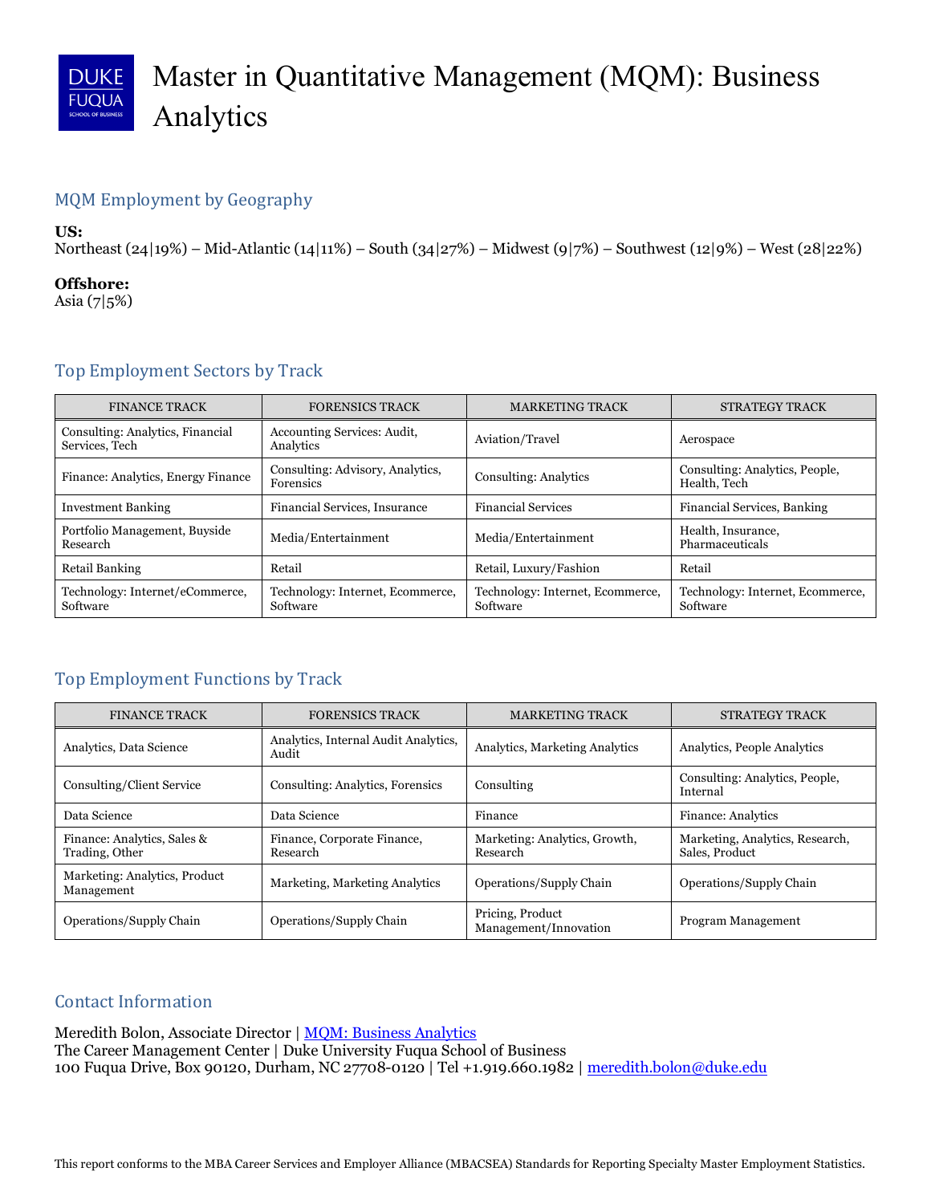# Master in Quantitative Management (MQM): Business Analytics

## MQM Employment by Geography

**US:**
Northeast (24|19%) – Mid-Atlantic (14|11%) – South (34|27%) – Midwest (9|7%) – Southwest (12|9%) – West (28|22%)

**Offshore:**
Asia (7|5%)

## Top Employment Sectors by Track

| FINANCE TRACK | FORENSICS TRACK | MARKETING TRACK | STRATEGY TRACK |
|---|---|---|---|
| Consulting: Analytics, Financial Services, Tech | Accounting Services: Audit, Analytics | Aviation/Travel | Aerospace |
| Finance: Analytics, Energy Finance | Consulting: Advisory, Analytics, Forensics | Consulting: Analytics | Consulting: Analytics, People, Health, Tech |
| Investment Banking | Financial Services, Insurance | Financial Services | Financial Services, Banking |
| Portfolio Management, Buyside Research | Media/Entertainment | Media/Entertainment | Health, Insurance, Pharmaceuticals |
| Retail Banking | Retail | Retail, Luxury/Fashion | Retail |
| Technology: Internet/eCommerce, Software | Technology: Internet, Ecommerce, Software | Technology: Internet, Ecommerce, Software | Technology: Internet, Ecommerce, Software |

## Top Employment Functions by Track

| FINANCE TRACK | FORENSICS TRACK | MARKETING TRACK | STRATEGY TRACK |
|---|---|---|---|
| Analytics, Data Science | Analytics, Internal Audit Analytics, Audit | Analytics, Marketing Analytics | Analytics, People Analytics |
| Consulting/Client Service | Consulting: Analytics, Forensics | Consulting | Consulting: Analytics, People, Internal |
| Data Science | Data Science | Finance | Finance: Analytics |
| Finance: Analytics, Sales & Trading, Other | Finance, Corporate Finance, Research | Marketing: Analytics, Growth, Research | Marketing, Analytics, Research, Sales, Product |
| Marketing: Analytics, Product Management | Marketing, Marketing Analytics | Operations/Supply Chain | Operations/Supply Chain |
| Operations/Supply Chain | Operations/Supply Chain | Pricing, Product Management/Innovation | Program Management |

## Contact Information

Meredith Bolon, Associate Director | MQM: Business Analytics
The Career Management Center | Duke University Fuqua School of Business
100 Fuqua Drive, Box 90120, Durham, NC 27708-0120 | Tel +1.919.660.1982 | meredith.bolon@duke.edu

This report conforms to the MBA Career Services and Employer Alliance (MBACSEA) Standards for Reporting Specialty Master Employment Statistics.